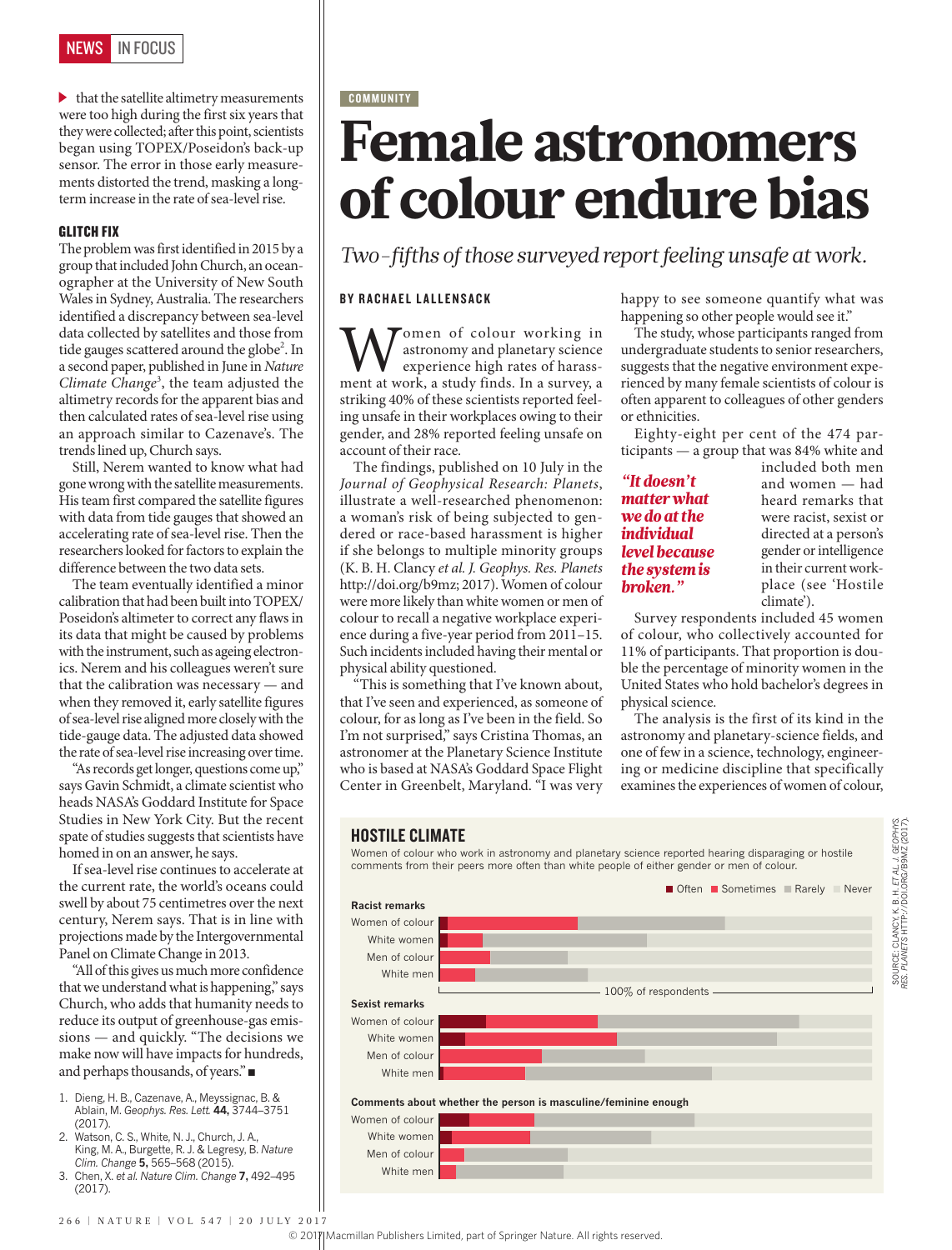that the satellite altimetry measurements were too high during the first six years that they were collected; after this point, scientists began using TOPEX/Poseidon's back-up sensor. The error in those early measurements distorted the trend, masking a long-term increase in the rate of sea-level rise.

### GLITCH FIX

The problem was first identified in 2015 by a group that included John Church, an oceanographer at the University of New South Wales in Sydney, Australia. The researchers identified a discrepancy between sea-level data collected by satellites and those from tide gauges scattered around the globe[2]. In a second paper, published in June in *Nature Climate Change*[3], the team adjusted the altimetry records for the apparent bias and then calculated rates of sea-level rise using an approach similar to Cazenave's. The trends lined up, Church says.

Still, Nerem wanted to know what had gone wrong with the satellite measurements. His team first compared the satellite figures with data from tide gauges that showed an accelerating rate of sea-level rise. Then the researchers looked for factors to explain the difference between the two data sets.

The team eventually identified a minor calibration that had been built into TOPEX/Poseidon's altimeter to correct any flaws in its data that might be caused by problems with the instrument, such as ageing electronics. Nerem and his colleagues weren't sure that the calibration was necessary — and when they removed it, early satellite figures of sea-level rise aligned more closely with the tide-gauge data. The adjusted data showed the rate of sea-level rise increasing over time.

"As records get longer, questions come up," says Gavin Schmidt, a climate scientist who heads NASA's Goddard Institute for Space Studies in New York City. But the recent spate of studies suggests that scientists have homed in on an answer, he says.

If sea-level rise continues to accelerate at the current rate, the world's oceans could swell by about 75 centimetres over the next century, Nerem says. That is in line with projections made by the Intergovernmental Panel on Climate Change in 2013.

"All of this gives us much more confidence that we understand what is happening," says Church, who adds that humanity needs to reduce its output of greenhouse-gas emissions — and quickly. "The decisions we make now will have impacts for hundreds, and perhaps thousands, of years." ■

1. Dieng, H. B., Cazenave, A., Meyssignac, B. & Ablain, M. *Geophys. Res. Lett.* **44,** 3744–3751 (2017).
2. Watson, C. S., White, N. J., Church, J. A., King, M. A., Burgette, R. J. & Legresy, B. *Nature Clim. Change* **5,** 565–568 (2015).
3. Chen, X. *et al. Nature Clim. Change* **7,** 492–495 (2017).

COMMUNITY

# Female astronomers of colour endure bias

*Two-fifths of those surveyed report feeling unsafe at work.*

**BY RACHAEL LALLENSACK**

Women of colour working in astronomy and planetary science experience high rates of harassment at work, a study finds. In a survey, a striking 40% of these scientists reported feeling unsafe in their workplaces owing to their gender, and 28% reported feeling unsafe on account of their race.

The findings, published on 10 July in the *Journal of Geophysical Research: Planets*, illustrate a well-researched phenomenon: a woman's risk of being subjected to gendered or race-based harassment is higher if she belongs to multiple minority groups (K. B. H. Clancy *et al. J. Geophys. Res. Planets* http://doi.org/b9mz; 2017). Women of colour were more likely than white women or men of colour to recall a negative workplace experience during a five-year period from 2011–15. Such incidents included having their mental or physical ability questioned.

"This is something that I've known about, that I've seen and experienced, as someone of colour, for as long as I've been in the field. So I'm not surprised," says Cristina Thomas, an astronomer at the Planetary Science Institute who is based at NASA's Goddard Space Flight Center in Greenbelt, Maryland. "I was very happy to see someone quantify what was happening so other people would see it."

The study, whose participants ranged from undergraduate students to senior researchers, suggests that the negative environment experienced by many female scientists of colour is often apparent to colleagues of other genders or ethnicities.

Eighty-eight per cent of the 474 participants — a group that was 84% white and included both men and women — had heard remarks that were racist, sexist or directed at a person's gender or intelligence in their current workplace (see 'Hostile climate').

> **"It doesn't matter what we do at the individual level because the system is broken."**

Survey respondents included 45 women of colour, who collectively accounted for 11% of participants. That proportion is double the percentage of minority women in the United States who hold bachelor's degrees in physical science.

The analysis is the first of its kind in the astronomy and planetary-science fields, and one of few in a science, technology, engineering or medicine discipline that specifically examines the experiences of women of colour,

### HOSTILE CLIMATE

Women of colour who work in astronomy and planetary science reported hearing disparaging or hostile comments from their peers more often than white people of either gender or men of colour.

Legend: Often, Sometimes, Rarely, Never

**Racist remarks**
- Women of colour
- White women
- Men of colour
- White men

100% of respondents

**Sexist remarks**
- Women of colour
- White women
- Men of colour
- White men

**Comments about whether the person is masculine/feminine enough**
- Women of colour
- White women
- Men of colour
- White men

SOURCE: CLANCY, K. B. H. *ET AL. J. GEOPHYS. RES. PLANETS* HTTP://DOI.ORG/B9MZ (2017).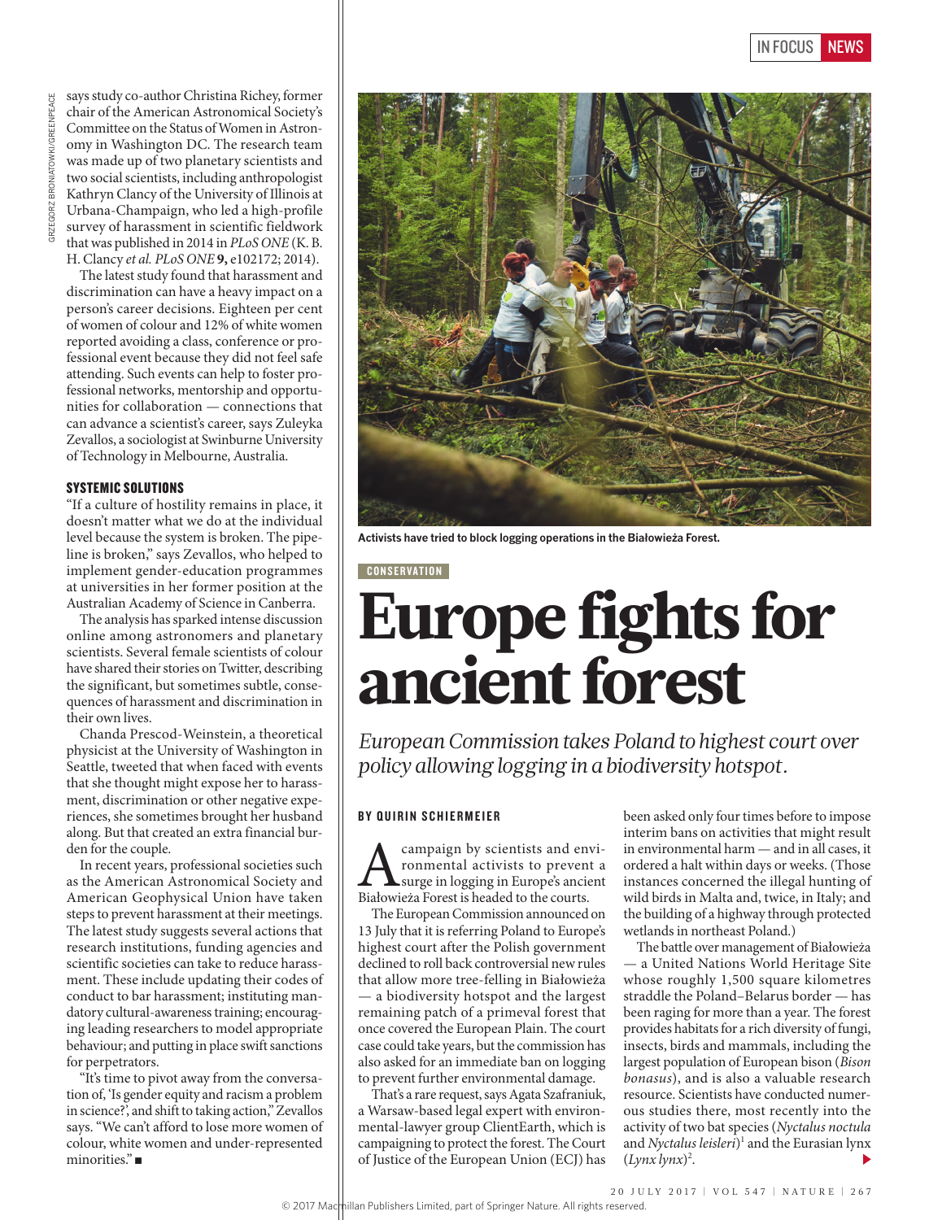says study co-author Christina Richey, former chair of the American Astronomical Society's Committee on the Status of Women in Astronomy in Washington DC. The research team was made up of two planetary scientists and two social scientists, including anthropologist Kathryn Clancy of the University of Illinois at Urbana-Champaign, who led a high-profile survey of harassment in scientific fieldwork that was published in 2014 in *PLoS ONE* (K. B. H. Clancy *et al. PLoS ONE* **9,** e102172; 2014).

The latest study found that harassment and discrimination can have a heavy impact on a person's career decisions. Eighteen per cent of women of colour and 12% of white women reported avoiding a class, conference or professional event because they did not feel safe attending. Such events can help to foster professional networks, mentorship and opportunities for collaboration — connections that can advance a scientist's career, says Zuleyka Zevallos, a sociologist at Swinburne University of Technology in Melbourne, Australia.

### SYSTEMIC SOLUTIONS

"If a culture of hostility remains in place, it doesn't matter what we do at the individual level because the system is broken. The pipeline is broken," says Zevallos, who helped to implement gender-education programmes at universities in her former position at the Australian Academy of Science in Canberra.

The analysis has sparked intense discussion online among astronomers and planetary scientists. Several female scientists of colour have shared their stories on Twitter, describing the significant, but sometimes subtle, consequences of harassment and discrimination in their own lives.

Chanda Prescod-Weinstein, a theoretical physicist at the University of Washington in Seattle, tweeted that when faced with events that she thought might expose her to harassment, discrimination or other negative experiences, she sometimes brought her husband along. But that created an extra financial burden for the couple.

In recent years, professional societies such as the American Astronomical Society and American Geophysical Union have taken steps to prevent harassment at their meetings. The latest study suggests several actions that research institutions, funding agencies and scientific societies can take to reduce harassment. These include updating their codes of conduct to bar harassment; instituting mandatory cultural-awareness training; encouraging leading researchers to model appropriate behaviour; and putting in place swift sanctions for perpetrators.

"It's time to pivot away from the conversation of, 'Is gender equity and racism a problem in science?', and shift to taking action," Zevallos says. "We can't afford to lose more women of colour, white women and under-represented minorities." ■

Activists have tried to block logging operations in the Białowieża Forest.

CONSERVATION

# Europe fights for ancient forest

*European Commission takes Poland to highest court over policy allowing logging in a biodiversity hotspot.*

**BY QUIRIN SCHIERMEIER**

A campaign by scientists and environmental activists to prevent a surge in logging in Europe's ancient Białowieża Forest is headed to the courts.

The European Commission announced on 13 July that it is referring Poland to Europe's highest court after the Polish government declined to roll back controversial new rules that allow more tree-felling in Białowieża — a biodiversity hotspot and the largest remaining patch of a primeval forest that once covered the European Plain. The court case could take years, but the commission has also asked for an immediate ban on logging to prevent further environmental damage.

That's a rare request, says Agata Szafraniuk, a Warsaw-based legal expert with environmental-lawyer group ClientEarth, which is campaigning to protect the forest. The Court of Justice of the European Union (ECJ) has been asked only four times before to impose interim bans on activities that might result in environmental harm — and in all cases, it ordered a halt within days or weeks. (Those instances concerned the illegal hunting of wild birds in Malta and, twice, in Italy; and the building of a highway through protected wetlands in northeast Poland.)

The battle over management of Białowieża — a United Nations World Heritage Site whose roughly 1,500 square kilometres straddle the Poland–Belarus border — has been raging for more than a year. The forest provides habitats for a rich diversity of fungi, insects, birds and mammals, including the largest population of European bison (*Bison bonasus*), and is also a valuable research resource. Scientists have conducted numerous studies there, most recently into the activity of two bat species (*Nyctalus noctula* and *Nyctalus leisleri*)[1] and the Eurasian lynx (*Lynx lynx*)[2].